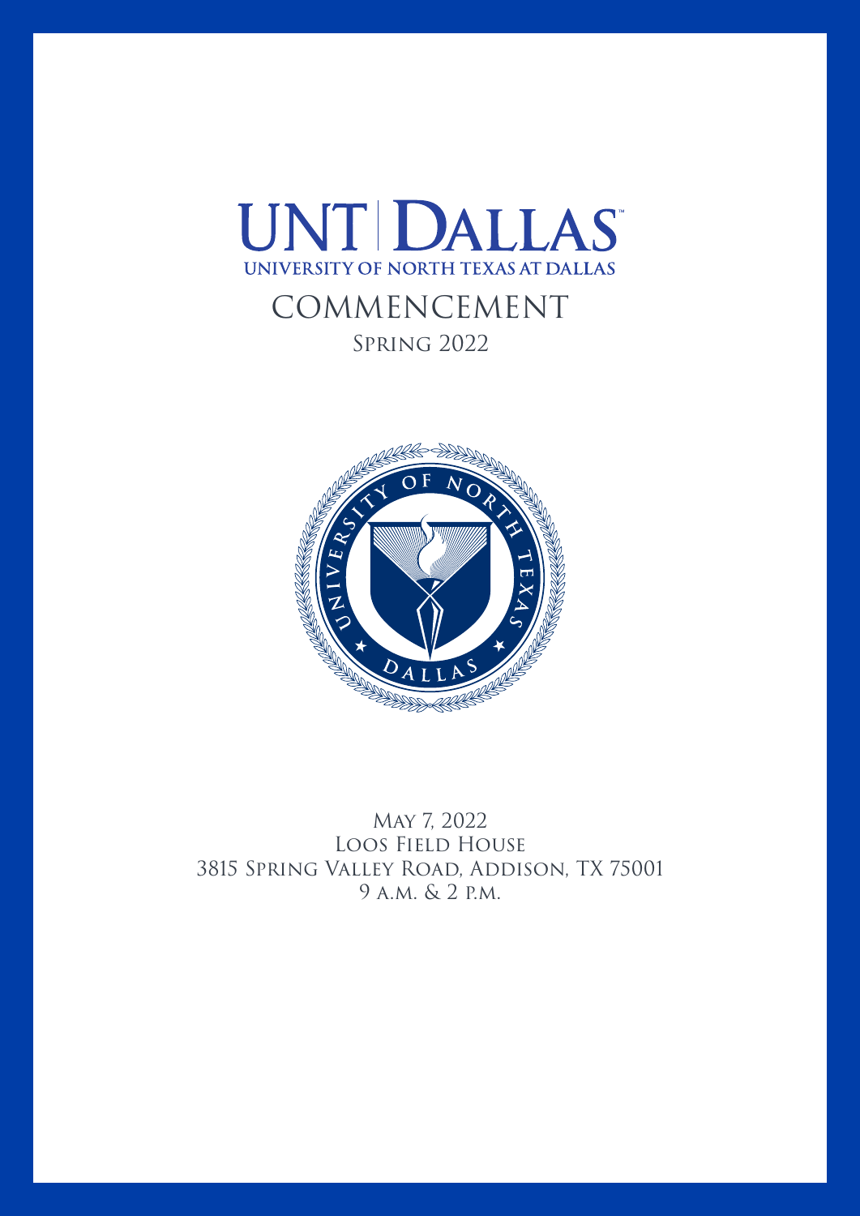# UNT | DALLAS

UNIVERSITY OF NORTH TEXAS AT DALLAS

## COMMENCEMENT

### Spring 2022

UNIVERSITY OF NORTH TEXAS ★ DALLAS ★

May 7, 2022
Loos Field House
3815 Spring Valley Road, Addison, TX 75001
9 a.m. & 2 p.m.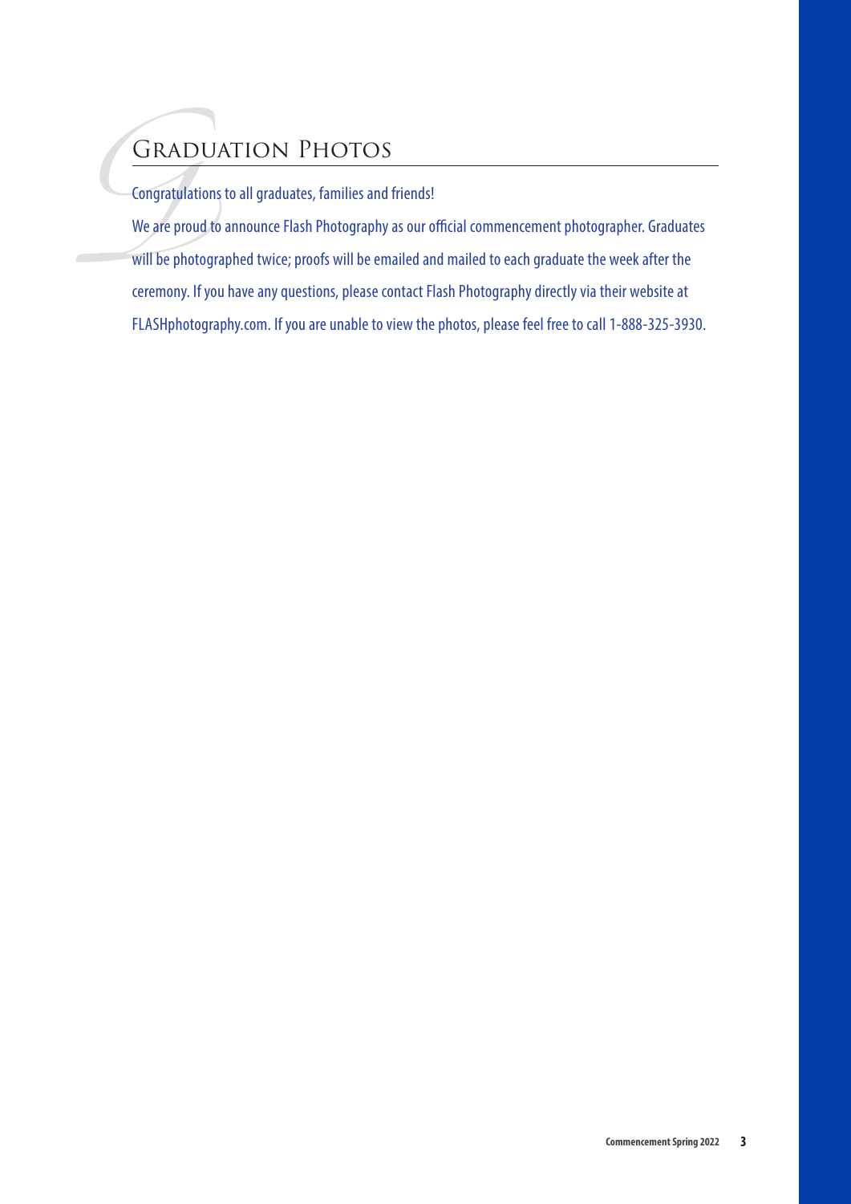## Graduation Photos

Congratulations to all graduates, families and friends!

We are proud to announce Flash Photography as our official commencement photographer. Graduates will be photographed twice; proofs will be emailed and mailed to each graduate the week after the ceremony. If you have any questions, please contact Flash Photography directly via their website at FLASHphotography.com. If you are unable to view the photos, please feel free to call 1-888-325-3930.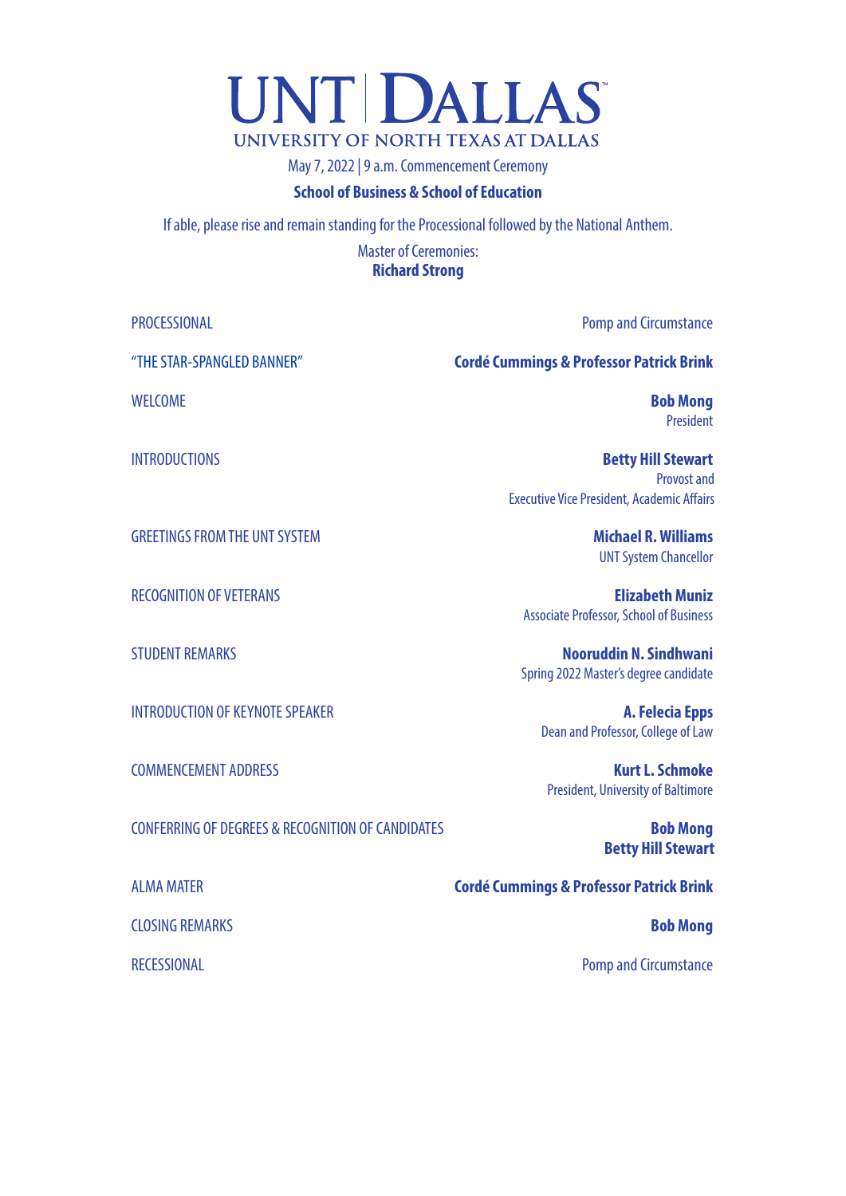# UNT | DALLAS™

## UNIVERSITY OF NORTH TEXAS AT DALLAS

May 7, 2022 | 9 a.m. Commencement Ceremony

**School of Business & School of Education**

If able, please rise and remain standing for the Processional followed by the National Anthem.

Master of Ceremonies:
**Richard Strong**

PROCESSIONAL — Pomp and Circumstance

"THE STAR-SPANGLED BANNER" — **Cordé Cummings & Professor Patrick Brink**

WELCOME — **Bob Mong**
President

INTRODUCTIONS — **Betty Hill Stewart**
Provost and
Executive Vice President, Academic Affairs

GREETINGS FROM THE UNT SYSTEM — **Michael R. Williams**
UNT System Chancellor

RECOGNITION OF VETERANS — **Elizabeth Muniz**
Associate Professor, School of Business

STUDENT REMARKS — **Nooruddin N. Sindhwani**
Spring 2022 Master's degree candidate

INTRODUCTION OF KEYNOTE SPEAKER — **A. Felecia Epps**
Dean and Professor, College of Law

COMMENCEMENT ADDRESS — **Kurt L. Schmoke**
President, University of Baltimore

CONFERRING OF DEGREES & RECOGNITION OF CANDIDATES — **Bob Mong**
**Betty Hill Stewart**

ALMA MATER — **Cordé Cummings & Professor Patrick Brink**

CLOSING REMARKS — **Bob Mong**

RECESSIONAL — Pomp and Circumstance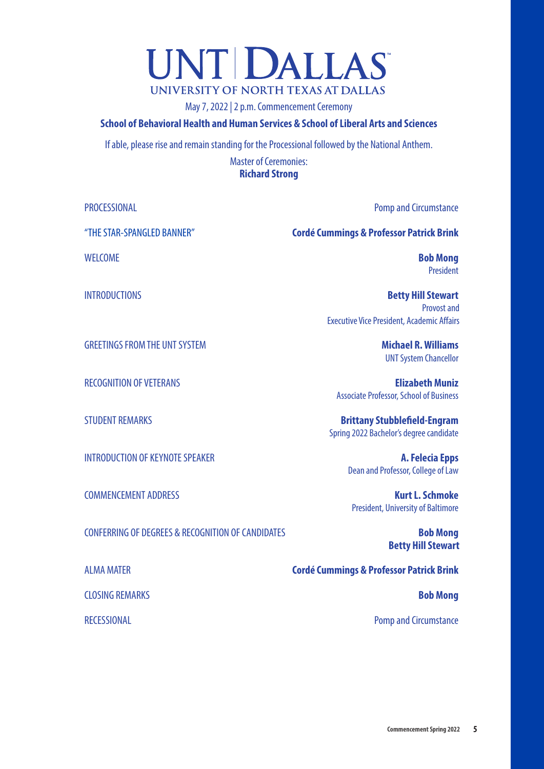# UNT | DALLAS

UNIVERSITY OF NORTH TEXAS AT DALLAS

May 7, 2022 | 2 p.m. Commencement Ceremony

**School of Behavioral Health and Human Services & School of Liberal Arts and Sciences**

If able, please rise and remain standing for the Processional followed by the National Anthem.

Master of Ceremonies:
**Richard Strong**

PROCESSIONAL — Pomp and Circumstance

"THE STAR-SPANGLED BANNER" — **Cordé Cummings & Professor Patrick Brink**

WELCOME — **Bob Mong**
President

INTRODUCTIONS — **Betty Hill Stewart**
Provost and
Executive Vice President, Academic Affairs

GREETINGS FROM THE UNT SYSTEM — **Michael R. Williams**
UNT System Chancellor

RECOGNITION OF VETERANS — **Elizabeth Muniz**
Associate Professor, School of Business

STUDENT REMARKS — **Brittany Stubblefield-Engram**
Spring 2022 Bachelor's degree candidate

INTRODUCTION OF KEYNOTE SPEAKER — **A. Felecia Epps**
Dean and Professor, College of Law

COMMENCEMENT ADDRESS — **Kurt L. Schmoke**
President, University of Baltimore

CONFERRING OF DEGREES & RECOGNITION OF CANDIDATES — **Bob Mong**
**Betty Hill Stewart**

ALMA MATER — **Cordé Cummings & Professor Patrick Brink**

CLOSING REMARKS — **Bob Mong**

RECESSIONAL — Pomp and Circumstance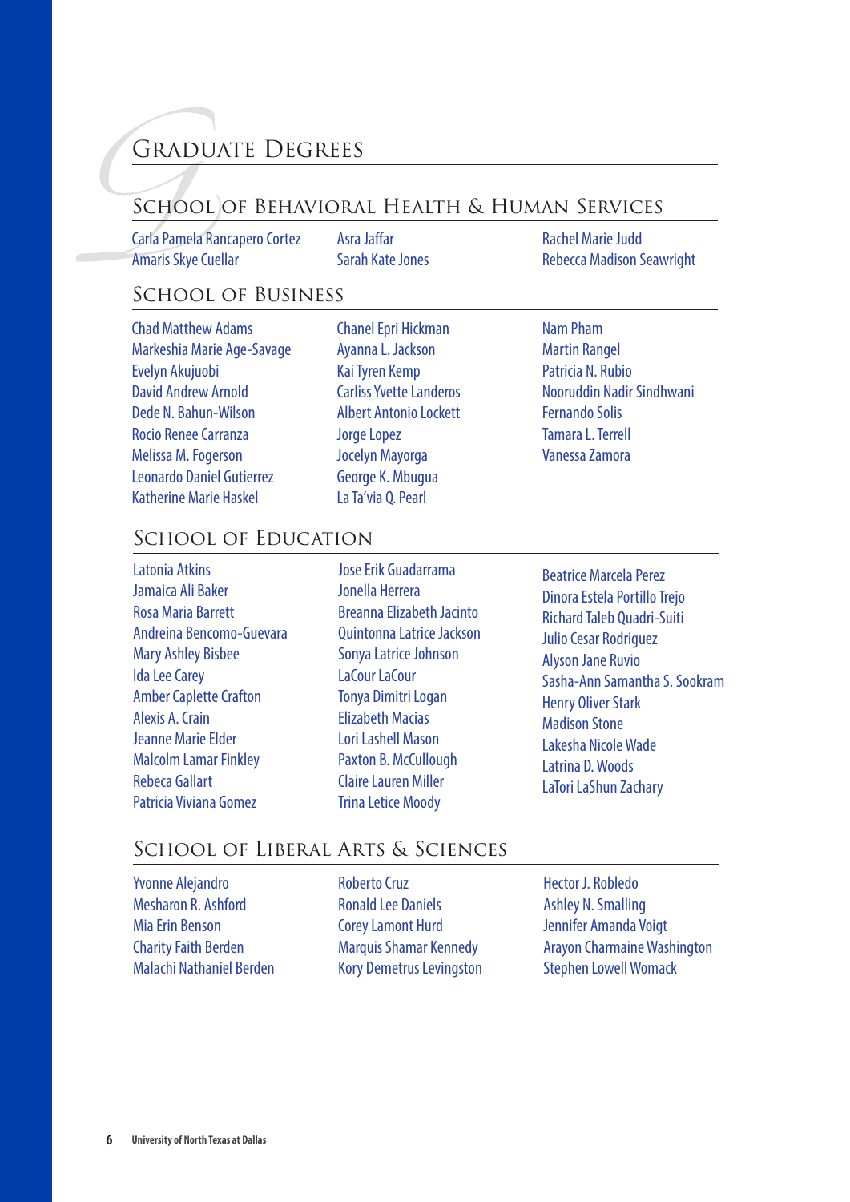# Graduate Degrees

## School of Behavioral Health & Human Services

Carla Pamela Rancapero Cortez
Amaris Skye Cuellar
Asra Jaffar
Sarah Kate Jones
Rachel Marie Judd
Rebecca Madison Seawright

## School of Business

Chad Matthew Adams
Markeshia Marie Age-Savage
Evelyn Akujuobi
David Andrew Arnold
Dede N. Bahun-Wilson
Rocio Renee Carranza
Melissa M. Fogerson
Leonardo Daniel Gutierrez
Katherine Marie Haskel
Chanel Epri Hickman
Ayanna L. Jackson
Kai Tyren Kemp
Carliss Yvette Landeros
Albert Antonio Lockett
Jorge Lopez
Jocelyn Mayorga
George K. Mbugua
La Ta'via Q. Pearl
Nam Pham
Martin Rangel
Patricia N. Rubio
Nooruddin Nadir Sindhwani
Fernando Solis
Tamara L. Terrell
Vanessa Zamora

## School of Education

Latonia Atkins
Jamaica Ali Baker
Rosa Maria Barrett
Andreina Bencomo-Guevara
Mary Ashley Bisbee
Ida Lee Carey
Amber Caplette Crafton
Alexis A. Crain
Jeanne Marie Elder
Malcolm Lamar Finkley
Rebeca Gallart
Patricia Viviana Gomez
Jose Erik Guadarrama
Jonella Herrera
Breanna Elizabeth Jacinto
Quintonna Latrice Jackson
Sonya Latrice Johnson
LaCour LaCour
Tonya Dimitri Logan
Elizabeth Macias
Lori Lashell Mason
Paxton B. McCullough
Claire Lauren Miller
Trina Letice Moody
Beatrice Marcela Perez
Dinora Estela Portillo Trejo
Richard Taleb Quadri-Suiti
Julio Cesar Rodriguez
Alyson Jane Ruvio
Sasha-Ann Samantha S. Sookram
Henry Oliver Stark
Madison Stone
Lakesha Nicole Wade
Latrina D. Woods
LaTori LaShun Zachary

## School of Liberal Arts & Sciences

Yvonne Alejandro
Mesharon R. Ashford
Mia Erin Benson
Charity Faith Berden
Malachi Nathaniel Berden
Roberto Cruz
Ronald Lee Daniels
Corey Lamont Hurd
Marquis Shamar Kennedy
Kory Demetrus Levingston
Hector J. Robledo
Ashley N. Smalling
Jennifer Amanda Voigt
Arayon Charmaine Washington
Stephen Lowell Womack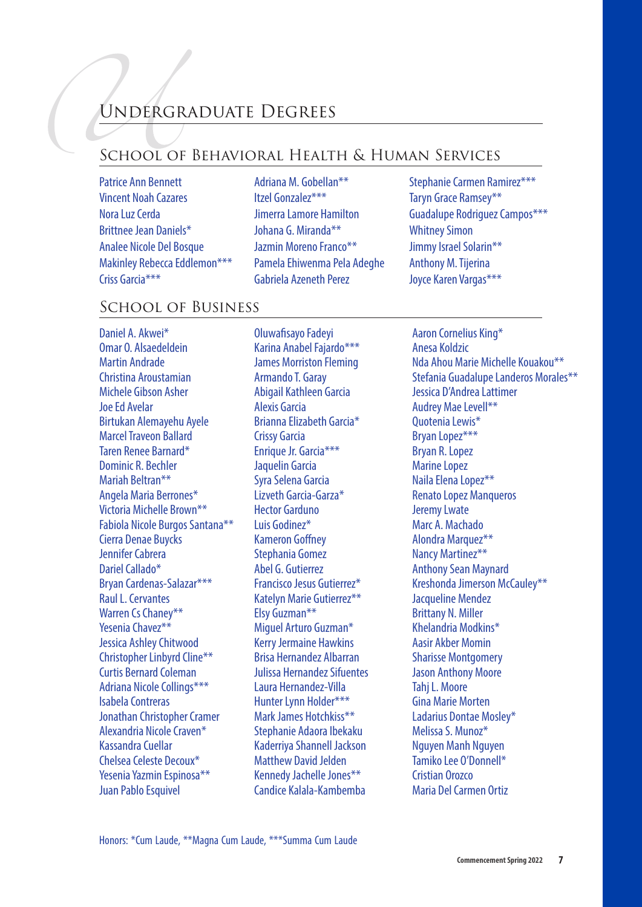# Undergraduate Degrees

## School of Behavioral Health & Human Services

Patrice Ann Bennett
Vincent Noah Cazares
Nora Luz Cerda
Brittnee Jean Daniels*
Analee Nicole Del Bosque
Makinley Rebecca Eddlemon***
Criss Garcia***
Adriana M. Gobellan**
Itzel Gonzalez***
Jimerra Lamore Hamilton
Johana G. Miranda**
Jazmin Moreno Franco**
Pamela Ehiwenma Pela Adeghe
Gabriela Azeneth Perez
Stephanie Carmen Ramirez***
Taryn Grace Ramsey**
Guadalupe Rodriguez Campos***
Whitney Simon
Jimmy Israel Solarin**
Anthony M. Tijerina
Joyce Karen Vargas***

## School of Business

Daniel A. Akwei*
Omar O. Alsaedeldein
Martin Andrade
Christina Aroustamian
Michele Gibson Asher
Joe Ed Avelar
Birtukan Alemayehu Ayele
Marcel Traveon Ballard
Taren Renee Barnard*
Dominic R. Bechler
Mariah Beltran**
Angela Maria Berrones*
Victoria Michelle Brown**
Fabiola Nicole Burgos Santana**
Cierra Denae Buycks
Jennifer Cabrera
Dariel Callado*
Bryan Cardenas-Salazar***
Raul L. Cervantes
Warren Cs Chaney**
Yesenia Chavez**
Jessica Ashley Chitwood
Christopher Linbyrd Cline**
Curtis Bernard Coleman
Adriana Nicole Collings***
Isabela Contreras
Jonathan Christopher Cramer
Alexandria Nicole Craven*
Kassandra Cuellar
Chelsea Celeste Decoux*
Yesenia Yazmin Espinosa**
Juan Pablo Esquivel
Oluwafisayo Fadeyi
Karina Anabel Fajardo***
James Morriston Fleming
Armando T. Garay
Abigail Kathleen Garcia
Alexis Garcia
Brianna Elizabeth Garcia*
Crissy Garcia
Enrique Jr. Garcia***
Jaquelin Garcia
Syra Selena Garcia
Lizveth Garcia-Garza*
Hector Garduno
Luis Godinez*
Kameron Goffney
Stephania Gomez
Abel G. Gutierrez
Francisco Jesus Gutierrez*
Katelyn Marie Gutierrez**
Elsy Guzman**
Miguel Arturo Guzman*
Kerry Jermaine Hawkins
Brisa Hernandez Albarran
Julissa Hernandez Sifuentes
Laura Hernandez-Villa
Hunter Lynn Holder***
Mark James Hotchkiss**
Stephanie Adaora Ibekaku
Kaderriya Shannell Jackson
Matthew David Jelden
Kennedy Jachelle Jones**
Candice Kalala-Kambemba
Aaron Cornelius King*
Anesa Koldzic
Nda Ahou Marie Michelle Kouakou**
Stefania Guadalupe Landeros Morales**
Jessica D'Andrea Lattimer
Audrey Mae Levell**
Quotenia Lewis*
Bryan Lopez***
Bryan R. Lopez
Marine Lopez
Naila Elena Lopez**
Renato Lopez Manqueros
Jeremy Lwate
Marc A. Machado
Alondra Marquez**
Nancy Martinez**
Anthony Sean Maynard
Kreshonda Jimerson McCauley**
Jacqueline Mendez
Brittany N. Miller
Khelandria Modkins*
Aasir Akber Momin
Sharisse Montgomery
Jason Anthony Moore
Tahj L. Moore
Gina Marie Morten
Ladarius Dontae Mosley*
Melissa S. Munoz*
Nguyen Manh Nguyen
Tamiko Lee O'Donnell*
Cristian Orozco
Maria Del Carmen Ortiz

Honors: *Cum Laude, **Magna Cum Laude, ***Summa Cum Laude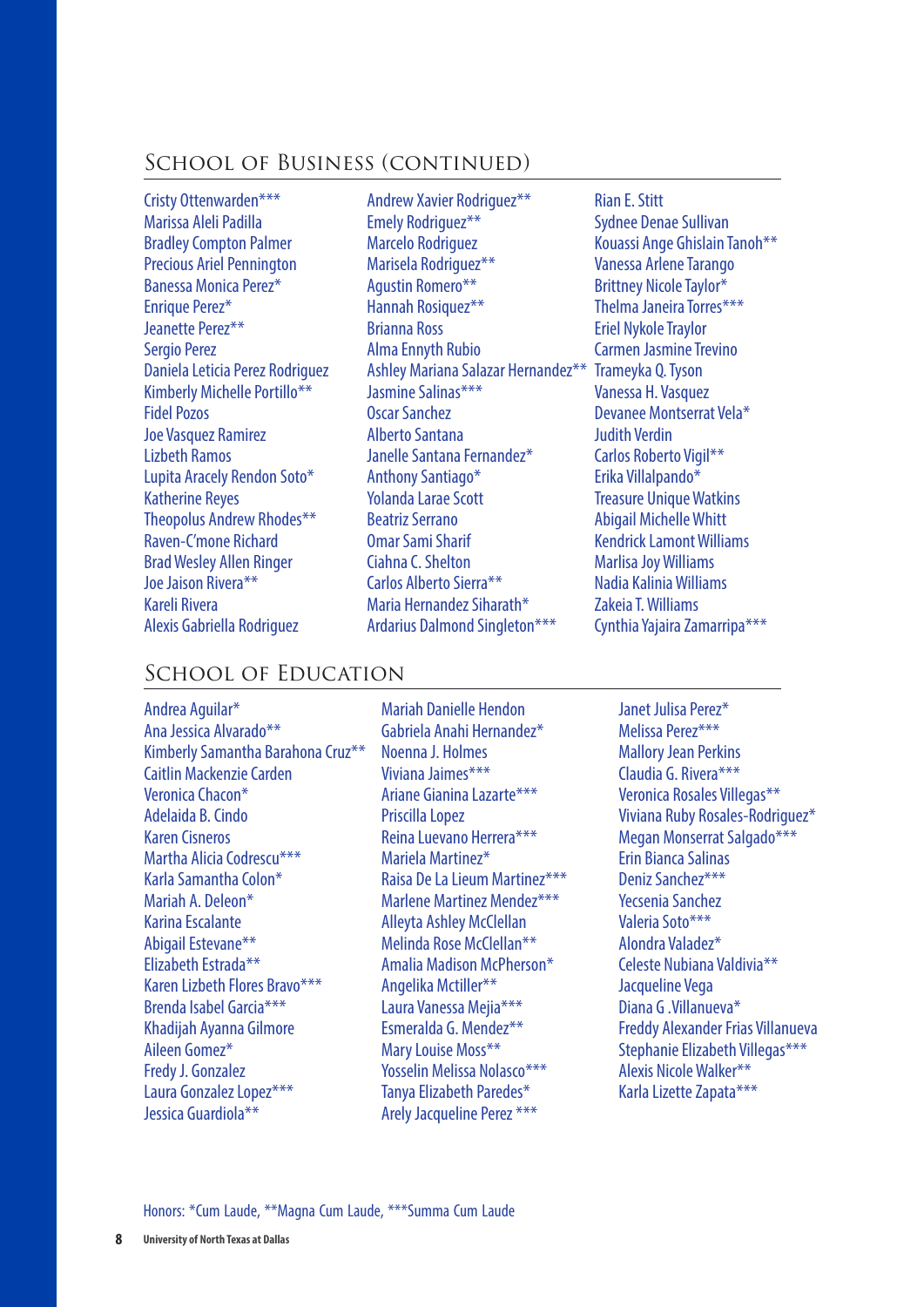## School of Business (continued)

Cristy Ottenwarden***
Marissa Aleli Padilla
Bradley Compton Palmer
Precious Ariel Pennington
Banessa Monica Perez*
Enrique Perez*
Jeanette Perez**
Sergio Perez
Daniela Leticia Perez Rodriguez
Kimberly Michelle Portillo**
Fidel Pozos
Joe Vasquez Ramirez
Lizbeth Ramos
Lupita Aracely Rendon Soto*
Katherine Reyes
Theopolus Andrew Rhodes**
Raven-C'mone Richard
Brad Wesley Allen Ringer
Joe Jaison Rivera**
Kareli Rivera
Alexis Gabriella Rodriguez
Andrew Xavier Rodriguez**
Emely Rodriguez**
Marcelo Rodriguez
Marisela Rodriguez**
Agustin Romero**
Hannah Rosiquez**
Brianna Ross
Alma Ennyth Rubio
Ashley Mariana Salazar Hernandez**
Jasmine Salinas***
Oscar Sanchez
Alberto Santana
Janelle Santana Fernandez*
Anthony Santiago*
Yolanda Larae Scott
Beatriz Serrano
Omar Sami Sharif
Ciahna C. Shelton
Carlos Alberto Sierra**
Maria Hernandez Siharath*
Ardarius Dalmond Singleton***
Rian E. Stitt
Sydnee Denae Sullivan
Kouassi Ange Ghislain Tanoh**
Vanessa Arlene Tarango
Brittney Nicole Taylor*
Thelma Janeira Torres***
Eriel Nykole Traylor
Carmen Jasmine Trevino
Trameyka Q. Tyson
Vanessa H. Vasquez
Devanee Montserrat Vela*
Judith Verdin
Carlos Roberto Vigil**
Erika Villalpando*
Treasure Unique Watkins
Abigail Michelle Whitt
Kendrick Lamont Williams
Marlisa Joy Williams
Nadia Kalinia Williams
Zakeia T. Williams
Cynthia Yajaira Zamarripa***

## School of Education

Andrea Aguilar*
Ana Jessica Alvarado**
Kimberly Samantha Barahona Cruz**
Caitlin Mackenzie Carden
Veronica Chacon*
Adelaida B. Cindo
Karen Cisneros
Martha Alicia Codrescu***
Karla Samantha Colon*
Mariah A. Deleon*
Karina Escalante
Abigail Estevane**
Elizabeth Estrada**
Karen Lizbeth Flores Bravo***
Brenda Isabel Garcia***
Khadijah Ayanna Gilmore
Aileen Gomez*
Fredy J. Gonzalez
Laura Gonzalez Lopez***
Jessica Guardiola**
Mariah Danielle Hendon
Gabriela Anahi Hernandez*
Noenna J. Holmes
Viviana Jaimes***
Ariane Gianina Lazarte***
Priscilla Lopez
Reina Luevano Herrera***
Mariela Martinez*
Raisa De La Lieum Martinez***
Marlene Martinez Mendez***
Alleyta Ashley McClellan
Melinda Rose McClellan**
Amalia Madison McPherson*
Angelika Mctiller**
Laura Vanessa Mejia***
Esmeralda G. Mendez**
Mary Louise Moss**
Yosselin Melissa Nolasco***
Tanya Elizabeth Paredes*
Arely Jacqueline Perez ***
Janet Julisa Perez*
Melissa Perez***
Mallory Jean Perkins
Claudia G. Rivera***
Veronica Rosales Villegas**
Viviana Ruby Rosales-Rodriguez*
Megan Monserrat Salgado***
Erin Bianca Salinas
Deniz Sanchez***
Yecsenia Sanchez
Valeria Soto***
Alondra Valadez*
Celeste Nubiana Valdivia**
Jacqueline Vega
Diana G .Villanueva*
Freddy Alexander Frias Villanueva
Stephanie Elizabeth Villegas***
Alexis Nicole Walker**
Karla Lizette Zapata***

Honors: *Cum Laude, **Magna Cum Laude, ***Summa Cum Laude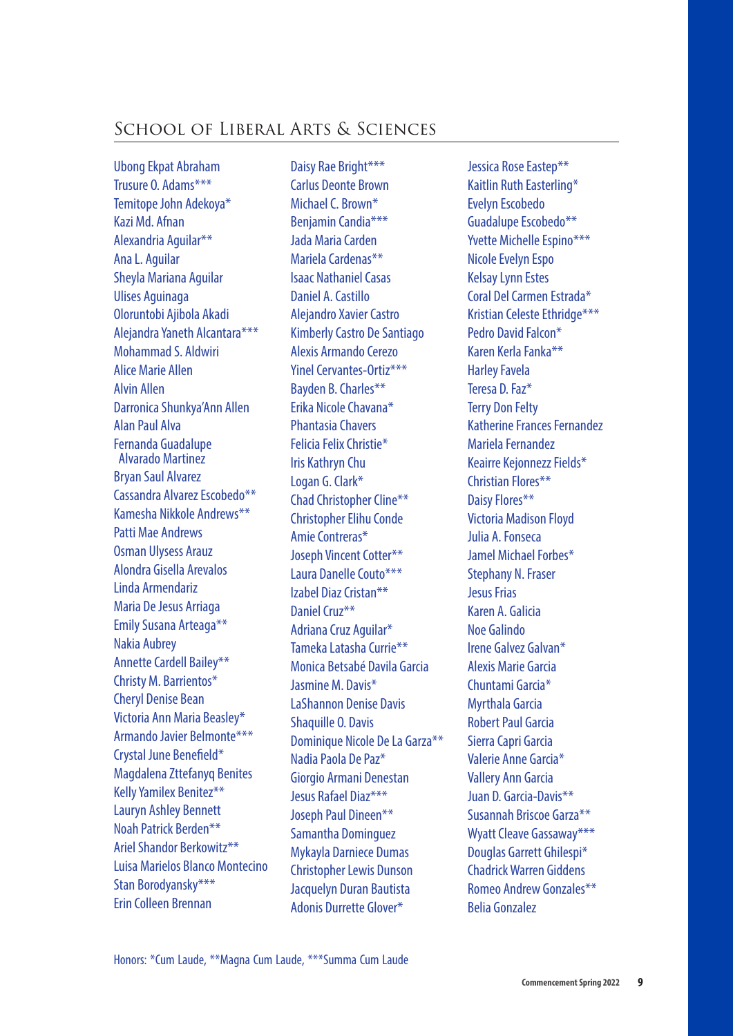## School of Liberal Arts & Sciences

Ubong Ekpat Abraham
Trusure O. Adams***
Temitope John Adekoya*
Kazi Md. Afnan
Alexandria Aguilar**
Ana L. Aguilar
Sheyla Mariana Aguilar
Ulises Aguinaga
Oloruntobi Ajibola Akadi
Alejandra Yaneth Alcantara***
Mohammad S. Aldwiri
Alice Marie Allen
Alvin Allen
Darronica Shunkya'Ann Allen
Alan Paul Alva
Fernanda Guadalupe Alvarado Martinez
Bryan Saul Alvarez
Cassandra Alvarez Escobedo**
Kamesha Nikkole Andrews**
Patti Mae Andrews
Osman Ulysess Arauz
Alondra Gisella Arevalos
Linda Armendariz
Maria De Jesus Arriaga
Emily Susana Arteaga**
Nakia Aubrey
Annette Cardell Bailey**
Christy M. Barrientos*
Cheryl Denise Bean
Victoria Ann Maria Beasley*
Armando Javier Belmonte***
Crystal June Benefield*
Magdalena Zttefanyq Benites
Kelly Yamilex Benitez**
Lauryn Ashley Bennett
Noah Patrick Berden**
Ariel Shandor Berkowitz**
Luisa Marielos Blanco Montecino
Stan Borodyansky***
Erin Colleen Brennan
Daisy Rae Bright***
Carlus Deonte Brown
Michael C. Brown*
Benjamin Candia***
Jada Maria Carden
Mariela Cardenas**
Isaac Nathaniel Casas
Daniel A. Castillo
Alejandro Xavier Castro
Kimberly Castro De Santiago
Alexis Armando Cerezo
Yinel Cervantes-Ortiz***
Bayden B. Charles**
Erika Nicole Chavana*
Phantasia Chavers
Felicia Felix Christie*
Iris Kathryn Chu
Logan G. Clark*
Chad Christopher Cline**
Christopher Elihu Conde
Amie Contreras*
Joseph Vincent Cotter**
Laura Danelle Couto***
Izabel Diaz Cristan**
Daniel Cruz**
Adriana Cruz Aguilar*
Tameka Latasha Currie**
Monica Betsabé Davila Garcia
Jasmine M. Davis*
LaShannon Denise Davis
Shaquille O. Davis
Dominique Nicole De La Garza**
Nadia Paola De Paz*
Giorgio Armani Denestan
Jesus Rafael Diaz***
Joseph Paul Dineen**
Samantha Dominguez
Mykayla Darniece Dumas
Christopher Lewis Dunson
Jacquelyn Duran Bautista
Adonis Durrette Glover*
Jessica Rose Eastep**
Kaitlin Ruth Easterling*
Evelyn Escobedo
Guadalupe Escobedo**
Yvette Michelle Espino***
Nicole Evelyn Espo
Kelsay Lynn Estes
Coral Del Carmen Estrada*
Kristian Celeste Ethridge***
Pedro David Falcon*
Karen Kerla Fanka**
Harley Favela
Teresa D. Faz*
Terry Don Felty
Katherine Frances Fernandez
Mariela Fernandez
Keairre Kejonnezz Fields*
Christian Flores**
Daisy Flores**
Victoria Madison Floyd
Julia A. Fonseca
Jamel Michael Forbes*
Stephany N. Fraser
Jesus Frias
Karen A. Galicia
Noe Galindo
Irene Galvez Galvan*
Alexis Marie Garcia
Chuntami Garcia*
Myrthala Garcia
Robert Paul Garcia
Sierra Capri Garcia
Valerie Anne Garcia*
Vallery Ann Garcia
Juan D. Garcia-Davis**
Susannah Briscoe Garza**
Wyatt Cleave Gassaway***
Douglas Garrett Ghilespi*
Chadrick Warren Giddens
Romeo Andrew Gonzales**
Belia Gonzalez

Honors: *Cum Laude, **Magna Cum Laude, ***Summa Cum Laude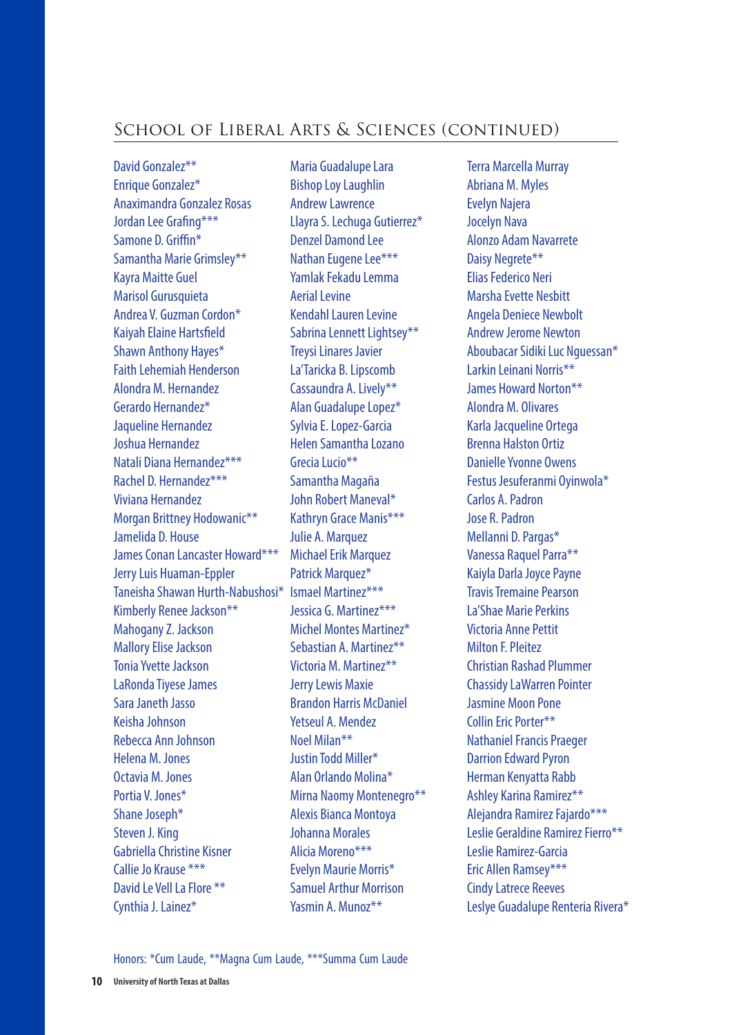## School of Liberal Arts & Sciences (continued)

David Gonzalez**
Enrique Gonzalez*
Anaximandra Gonzalez Rosas
Jordan Lee Grafing***
Samone D. Griffin*
Samantha Marie Grimsley**
Kayra Maitte Guel
Marisol Gurusquieta
Andrea V. Guzman Cordon*
Kaiyah Elaine Hartsfield
Shawn Anthony Hayes*
Faith Lehemiah Henderson
Alondra M. Hernandez
Gerardo Hernandez*
Jaqueline Hernandez
Joshua Hernandez
Natali Diana Hernandez***
Rachel D. Hernandez***
Viviana Hernandez
Morgan Brittney Hodowanic**
Jamelida D. House
James Conan Lancaster Howard***
Jerry Luis Huaman-Eppler
Taneisha Shawan Hurth-Nabushosi*
Kimberly Renee Jackson**
Mahogany Z. Jackson
Mallory Elise Jackson
Tonia Yvette Jackson
LaRonda Tiyese James
Sara Janeth Jasso
Keisha Johnson
Rebecca Ann Johnson
Helena M. Jones
Octavia M. Jones
Portia V. Jones*
Shane Joseph*
Steven J. King
Gabriella Christine Kisner
Callie Jo Krause ***
David Le Vell La Flore **
Cynthia J. Lainez*
Maria Guadalupe Lara
Bishop Loy Laughlin
Andrew Lawrence
Llayra S. Lechuga Gutierrez*
Denzel Damond Lee
Nathan Eugene Lee***
Yamlak Fekadu Lemma
Aerial Levine
Kendahl Lauren Levine
Sabrina Lennett Lightsey**
Treysi Linares Javier
La'Taricka B. Lipscomb
Cassaundra A. Lively**
Alan Guadalupe Lopez*
Sylvia E. Lopez-Garcia
Helen Samantha Lozano
Grecia Lucio**
Samantha Magaña
John Robert Maneval*
Kathryn Grace Manis***
Julie A. Marquez
Michael Erik Marquez
Patrick Marquez*
Ismael Martinez***
Jessica G. Martinez***
Michel Montes Martinez*
Sebastian A. Martinez**
Victoria M. Martinez**
Jerry Lewis Maxie
Brandon Harris McDaniel
Yetseul A. Mendez
Noel Milan**
Justin Todd Miller*
Alan Orlando Molina*
Mirna Naomy Montenegro**
Alexis Bianca Montoya
Johanna Morales
Alicia Moreno***
Evelyn Maurie Morris*
Samuel Arthur Morrison
Yasmin A. Munoz**
Terra Marcella Murray
Abriana M. Myles
Evelyn Najera
Jocelyn Nava
Alonzo Adam Navarrete
Daisy Negrete**
Elias Federico Neri
Marsha Evette Nesbitt
Angela Deniece Newbolt
Andrew Jerome Newton
Aboubacar Sidiki Luc Nguessan*
Larkin Leinani Norris**
James Howard Norton**
Alondra M. Olivares
Karla Jacqueline Ortega
Brenna Halston Ortiz
Danielle Yvonne Owens
Festus Jesuferanmi Oyinwola*
Carlos A. Padron
Jose R. Padron
Mellanni D. Pargas*
Vanessa Raquel Parra**
Kaiyla Darla Joyce Payne
Travis Tremaine Pearson
La'Shae Marie Perkins
Victoria Anne Pettit
Milton F. Pleitez
Christian Rashad Plummer
Chassidy LaWarren Pointer
Jasmine Moon Pone
Collin Eric Porter**
Nathaniel Francis Praeger
Darrion Edward Pyron
Herman Kenyatta Rabb
Ashley Karina Ramirez**
Alejandra Ramirez Fajardo***
Leslie Geraldine Ramirez Fierro**
Leslie Ramirez-Garcia
Eric Allen Ramsey***
Cindy Latrece Reeves
Leslye Guadalupe Renteria Rivera*

Honors: *Cum Laude, **Magna Cum Laude, ***Summa Cum Laude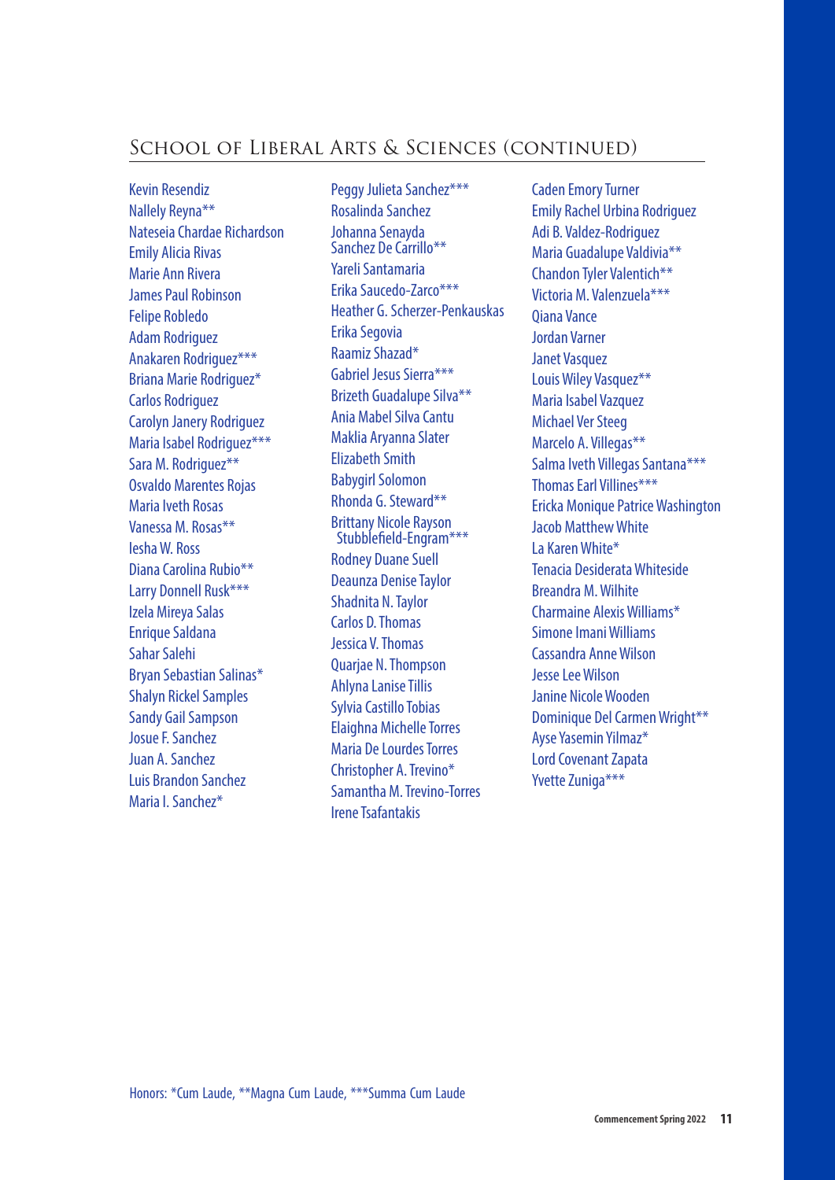## School of Liberal Arts & Sciences (continued)

Kevin Resendiz
Nallely Reyna**
Nateseia Chardae Richardson
Emily Alicia Rivas
Marie Ann Rivera
James Paul Robinson
Felipe Robledo
Adam Rodriguez
Anakaren Rodriguez***
Briana Marie Rodriguez*
Carlos Rodriguez
Carolyn Janery Rodriguez
Maria Isabel Rodriguez***
Sara M. Rodriguez**
Osvaldo Marentes Rojas
Maria Iveth Rosas
Vanessa M. Rosas**
Iesha W. Ross
Diana Carolina Rubio**
Larry Donnell Rusk***
Izela Mireya Salas
Enrique Saldana
Sahar Salehi
Bryan Sebastian Salinas*
Shalyn Rickel Samples
Sandy Gail Sampson
Josue F. Sanchez
Juan A. Sanchez
Luis Brandon Sanchez
Maria I. Sanchez*
Peggy Julieta Sanchez***
Rosalinda Sanchez
Johanna Senayda Sanchez De Carrillo**
Yareli Santamaria
Erika Saucedo-Zarco***
Heather G. Scherzer-Penkauskas
Erika Segovia
Raamiz Shazad*
Gabriel Jesus Sierra***
Brizeth Guadalupe Silva**
Ania Mabel Silva Cantu
Maklia Aryanna Slater
Elizabeth Smith
Babygirl Solomon
Rhonda G. Steward**
Brittany Nicole Rayson Stubblefield-Engram***
Rodney Duane Suell
Deaunza Denise Taylor
Shadnita N. Taylor
Carlos D. Thomas
Jessica V. Thomas
Quarjae N. Thompson
Ahlyna Lanise Tillis
Sylvia Castillo Tobias
Elaighna Michelle Torres
Maria De Lourdes Torres
Christopher A. Trevino*
Samantha M. Trevino-Torres
Irene Tsafantakis
Caden Emory Turner
Emily Rachel Urbina Rodriguez
Adi B. Valdez-Rodriguez
Maria Guadalupe Valdivia**
Chandon Tyler Valentich**
Victoria M. Valenzuela***
Qiana Vance
Jordan Varner
Janet Vasquez
Louis Wiley Vasquez**
Maria Isabel Vazquez
Michael Ver Steeg
Marcelo A. Villegas**
Salma Iveth Villegas Santana***
Thomas Earl Villines***
Ericka Monique Patrice Washington
Jacob Matthew White
La Karen White*
Tenacia Desiderata Whiteside
Breandra M. Wilhite
Charmaine Alexis Williams*
Simone Imani Williams
Cassandra Anne Wilson
Jesse Lee Wilson
Janine Nicole Wooden
Dominique Del Carmen Wright**
Ayse Yasemin Yilmaz*
Lord Covenant Zapata
Yvette Zuniga***

Honors: *Cum Laude, **Magna Cum Laude, ***Summa Cum Laude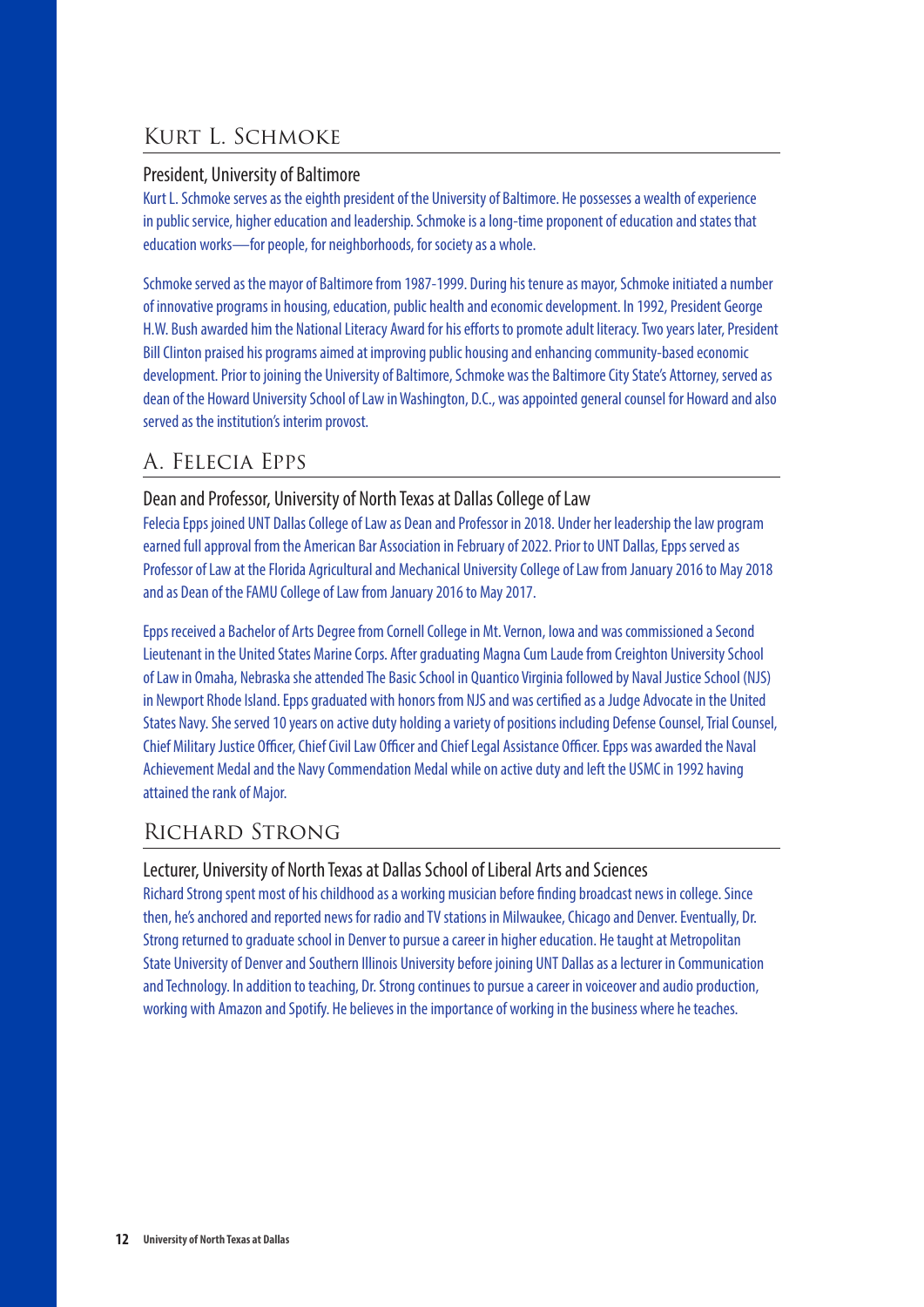## Kurt L. Schmoke

### President, University of Baltimore

Kurt L. Schmoke serves as the eighth president of the University of Baltimore. He possesses a wealth of experience in public service, higher education and leadership. Schmoke is a long-time proponent of education and states that education works—for people, for neighborhoods, for society as a whole.

Schmoke served as the mayor of Baltimore from 1987-1999. During his tenure as mayor, Schmoke initiated a number of innovative programs in housing, education, public health and economic development. In 1992, President George H.W. Bush awarded him the National Literacy Award for his efforts to promote adult literacy. Two years later, President Bill Clinton praised his programs aimed at improving public housing and enhancing community-based economic development. Prior to joining the University of Baltimore, Schmoke was the Baltimore City State's Attorney, served as dean of the Howard University School of Law in Washington, D.C., was appointed general counsel for Howard and also served as the institution's interim provost.

## A. Felecia Epps

### Dean and Professor, University of North Texas at Dallas College of Law

Felecia Epps joined UNT Dallas College of Law as Dean and Professor in 2018. Under her leadership the law program earned full approval from the American Bar Association in February of 2022. Prior to UNT Dallas, Epps served as Professor of Law at the Florida Agricultural and Mechanical University College of Law from January 2016 to May 2018 and as Dean of the FAMU College of Law from January 2016 to May 2017.

Epps received a Bachelor of Arts Degree from Cornell College in Mt. Vernon, Iowa and was commissioned a Second Lieutenant in the United States Marine Corps. After graduating Magna Cum Laude from Creighton University School of Law in Omaha, Nebraska she attended The Basic School in Quantico Virginia followed by Naval Justice School (NJS) in Newport Rhode Island. Epps graduated with honors from NJS and was certified as a Judge Advocate in the United States Navy. She served 10 years on active duty holding a variety of positions including Defense Counsel, Trial Counsel, Chief Military Justice Officer, Chief Civil Law Officer and Chief Legal Assistance Officer. Epps was awarded the Naval Achievement Medal and the Navy Commendation Medal while on active duty and left the USMC in 1992 having attained the rank of Major.

## Richard Strong

### Lecturer, University of North Texas at Dallas School of Liberal Arts and Sciences

Richard Strong spent most of his childhood as a working musician before finding broadcast news in college. Since then, he's anchored and reported news for radio and TV stations in Milwaukee, Chicago and Denver. Eventually, Dr. Strong returned to graduate school in Denver to pursue a career in higher education. He taught at Metropolitan State University of Denver and Southern Illinois University before joining UNT Dallas as a lecturer in Communication and Technology. In addition to teaching, Dr. Strong continues to pursue a career in voiceover and audio production, working with Amazon and Spotify. He believes in the importance of working in the business where he teaches.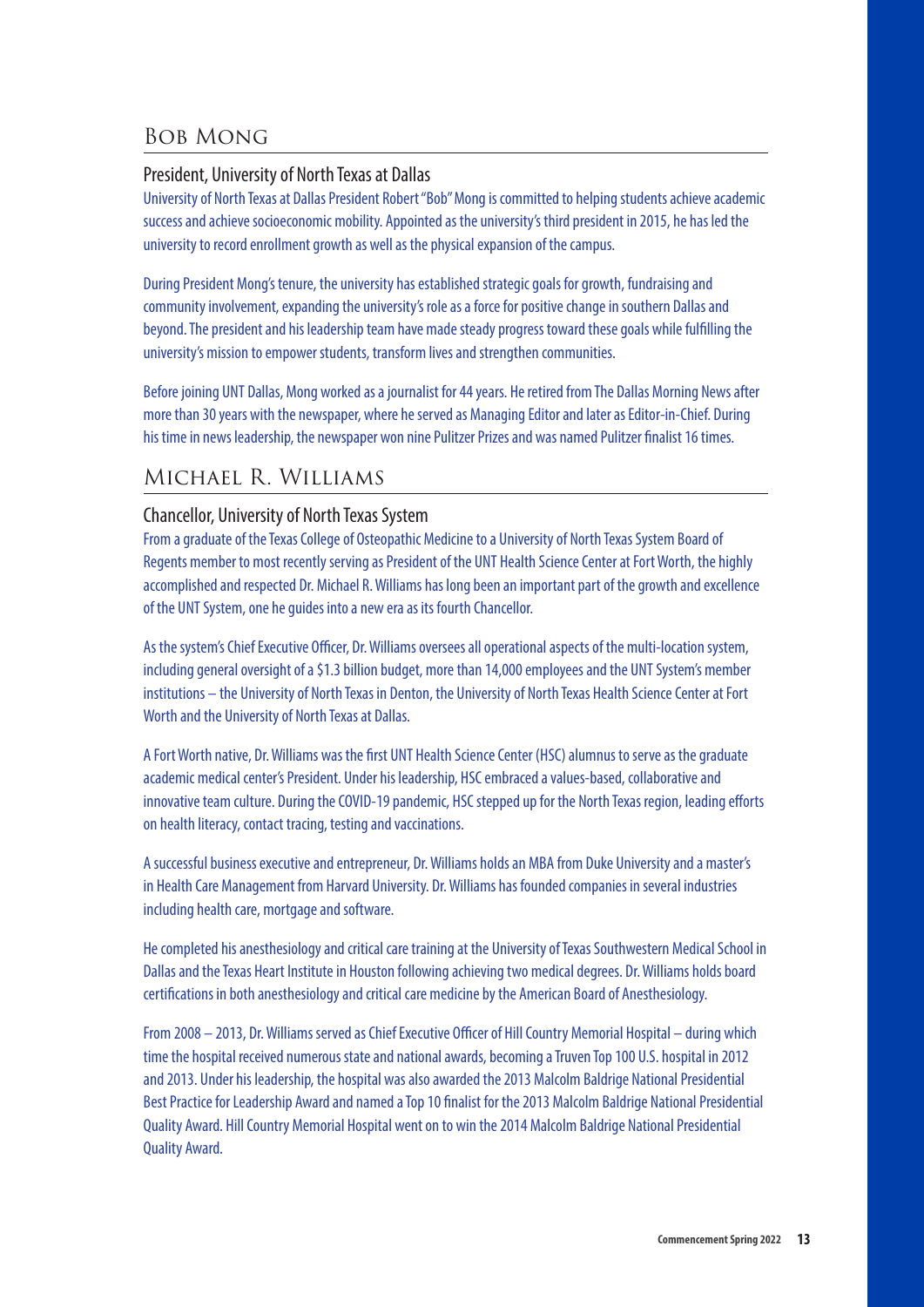## Bob Mong

### President, University of North Texas at Dallas

University of North Texas at Dallas President Robert "Bob" Mong is committed to helping students achieve academic success and achieve socioeconomic mobility. Appointed as the university's third president in 2015, he has led the university to record enrollment growth as well as the physical expansion of the campus.

During President Mong's tenure, the university has established strategic goals for growth, fundraising and community involvement, expanding the university's role as a force for positive change in southern Dallas and beyond. The president and his leadership team have made steady progress toward these goals while fulfilling the university's mission to empower students, transform lives and strengthen communities.

Before joining UNT Dallas, Mong worked as a journalist for 44 years. He retired from The Dallas Morning News after more than 30 years with the newspaper, where he served as Managing Editor and later as Editor-in-Chief. During his time in news leadership, the newspaper won nine Pulitzer Prizes and was named Pulitzer finalist 16 times.

## Michael R. Williams

### Chancellor, University of North Texas System

From a graduate of the Texas College of Osteopathic Medicine to a University of North Texas System Board of Regents member to most recently serving as President of the UNT Health Science Center at Fort Worth, the highly accomplished and respected Dr. Michael R. Williams has long been an important part of the growth and excellence of the UNT System, one he guides into a new era as its fourth Chancellor.

As the system's Chief Executive Officer, Dr. Williams oversees all operational aspects of the multi-location system, including general oversight of a $1.3 billion budget, more than 14,000 employees and the UNT System's member institutions – the University of North Texas in Denton, the University of North Texas Health Science Center at Fort Worth and the University of North Texas at Dallas.

A Fort Worth native, Dr. Williams was the first UNT Health Science Center (HSC) alumnus to serve as the graduate academic medical center's President. Under his leadership, HSC embraced a values-based, collaborative and innovative team culture. During the COVID-19 pandemic, HSC stepped up for the North Texas region, leading efforts on health literacy, contact tracing, testing and vaccinations.

A successful business executive and entrepreneur, Dr. Williams holds an MBA from Duke University and a master's in Health Care Management from Harvard University. Dr. Williams has founded companies in several industries including health care, mortgage and software.

He completed his anesthesiology and critical care training at the University of Texas Southwestern Medical School in Dallas and the Texas Heart Institute in Houston following achieving two medical degrees. Dr. Williams holds board certifications in both anesthesiology and critical care medicine by the American Board of Anesthesiology.

From 2008 – 2013, Dr. Williams served as Chief Executive Officer of Hill Country Memorial Hospital – during which time the hospital received numerous state and national awards, becoming a Truven Top 100 U.S. hospital in 2012 and 2013. Under his leadership, the hospital was also awarded the 2013 Malcolm Baldrige National Presidential Best Practice for Leadership Award and named a Top 10 finalist for the 2013 Malcolm Baldrige National Presidential Quality Award. Hill Country Memorial Hospital went on to win the 2014 Malcolm Baldrige National Presidential Quality Award.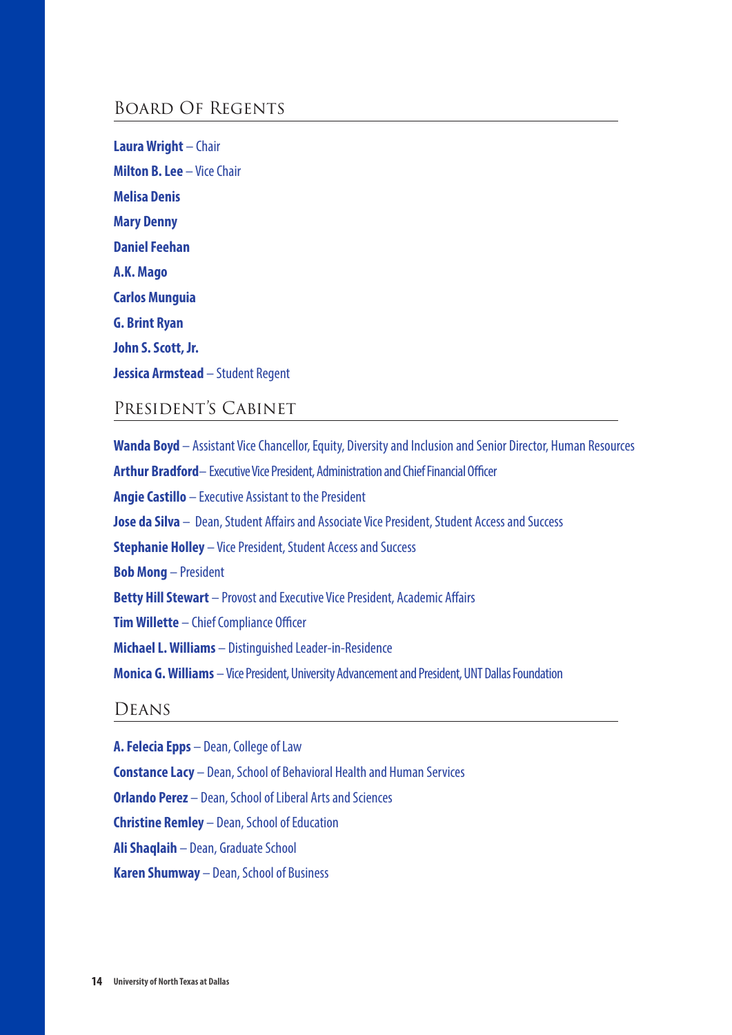## Board Of Regents

**Laura Wright** – Chair

**Milton B. Lee** – Vice Chair

**Melisa Denis**

**Mary Denny**

**Daniel Feehan**

**A.K. Mago**

**Carlos Munguia**

**G. Brint Ryan**

**John S. Scott, Jr.**

**Jessica Armstead** – Student Regent

## President's Cabinet

**Wanda Boyd** – Assistant Vice Chancellor, Equity, Diversity and Inclusion and Senior Director, Human Resources

**Arthur Bradford**– Executive Vice President, Administration and Chief Financial Officer

**Angie Castillo** – Executive Assistant to the President

**Jose da Silva** – Dean, Student Affairs and Associate Vice President, Student Access and Success

**Stephanie Holley** – Vice President, Student Access and Success

**Bob Mong** – President

**Betty Hill Stewart** – Provost and Executive Vice President, Academic Affairs

**Tim Willette** – Chief Compliance Officer

**Michael L. Williams** – Distinguished Leader-in-Residence

**Monica G. Williams** – Vice President, University Advancement and President, UNT Dallas Foundation

## Deans

**A. Felecia Epps** – Dean, College of Law

**Constance Lacy** – Dean, School of Behavioral Health and Human Services

**Orlando Perez** – Dean, School of Liberal Arts and Sciences

**Christine Remley** – Dean, School of Education

**Ali Shaqlaih** – Dean, Graduate School

**Karen Shumway** – Dean, School of Business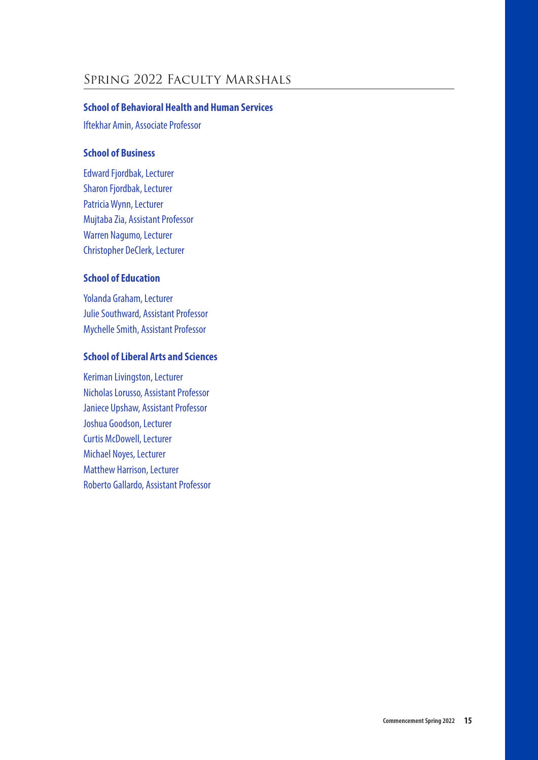# Spring 2022 Faculty Marshals

### School of Behavioral Health and Human Services

Iftekhar Amin, Associate Professor

### School of Business

Edward Fjordbak, Lecturer
Sharon Fjordbak, Lecturer
Patricia Wynn, Lecturer
Mujtaba Zia, Assistant Professor
Warren Nagumo, Lecturer
Christopher DeClerk, Lecturer

### School of Education

Yolanda Graham, Lecturer
Julie Southward, Assistant Professor
Mychelle Smith, Assistant Professor

### School of Liberal Arts and Sciences

Keriman Livingston, Lecturer
Nicholas Lorusso, Assistant Professor
Janiece Upshaw, Assistant Professor
Joshua Goodson, Lecturer
Curtis McDowell, Lecturer
Michael Noyes, Lecturer
Matthew Harrison, Lecturer
Roberto Gallardo, Assistant Professor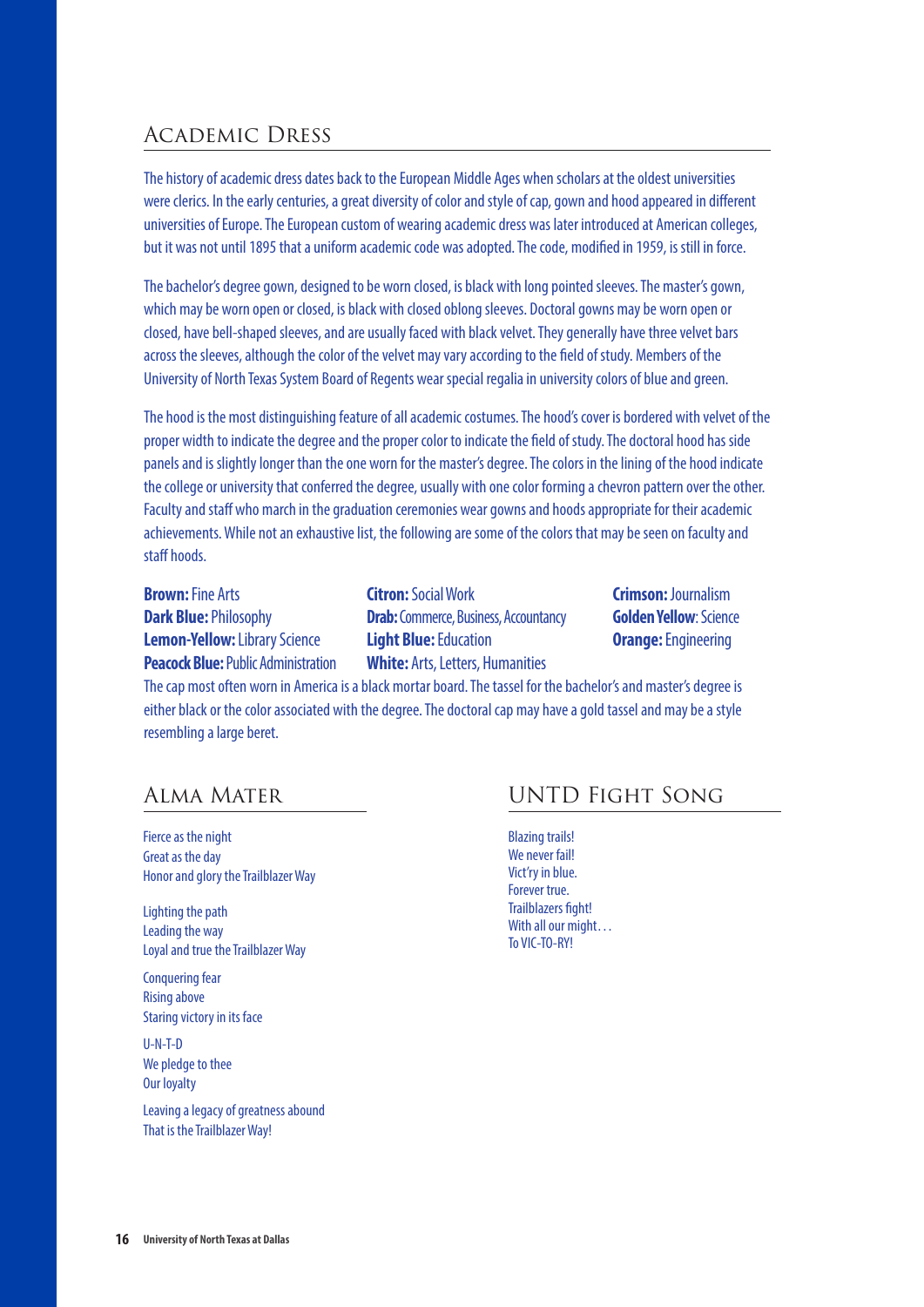## Academic Dress

The history of academic dress dates back to the European Middle Ages when scholars at the oldest universities were clerics. In the early centuries, a great diversity of color and style of cap, gown and hood appeared in different universities of Europe. The European custom of wearing academic dress was later introduced at American colleges, but it was not until 1895 that a uniform academic code was adopted. The code, modified in 1959, is still in force.

The bachelor's degree gown, designed to be worn closed, is black with long pointed sleeves. The master's gown, which may be worn open or closed, is black with closed oblong sleeves. Doctoral gowns may be worn open or closed, have bell-shaped sleeves, and are usually faced with black velvet. They generally have three velvet bars across the sleeves, although the color of the velvet may vary according to the field of study. Members of the University of North Texas System Board of Regents wear special regalia in university colors of blue and green.

The hood is the most distinguishing feature of all academic costumes. The hood's cover is bordered with velvet of the proper width to indicate the degree and the proper color to indicate the field of study. The doctoral hood has side panels and is slightly longer than the one worn for the master's degree. The colors in the lining of the hood indicate the college or university that conferred the degree, usually with one color forming a chevron pattern over the other. Faculty and staff who march in the graduation ceremonies wear gowns and hoods appropriate for their academic achievements. While not an exhaustive list, the following are some of the colors that may be seen on faculty and staff hoods.

**Brown:** Fine Arts
**Dark Blue:** Philosophy
**Lemon-Yellow:** Library Science
**Peacock Blue:** Public Administration
**Citron:** Social Work
**Drab:** Commerce, Business, Accountancy
**Light Blue:** Education
**White:** Arts, Letters, Humanities
**Crimson:** Journalism
**Golden Yellow**: Science
**Orange:** Engineering

The cap most often worn in America is a black mortar board. The tassel for the bachelor's and master's degree is either black or the color associated with the degree. The doctoral cap may have a gold tassel and may be a style resembling a large beret.

## Alma Mater

Fierce as the night
Great as the day
Honor and glory the Trailblazer Way

Lighting the path
Leading the way
Loyal and true the Trailblazer Way

Conquering fear
Rising above
Staring victory in its face

U-N-T-D
We pledge to thee
Our loyalty

Leaving a legacy of greatness abound
That is the Trailblazer Way!

## UNTD Fight Song

Blazing trails!
We never fail!
Vict'ry in blue.
Forever true.
Trailblazers fight!
With all our might…
To VIC-TO-RY!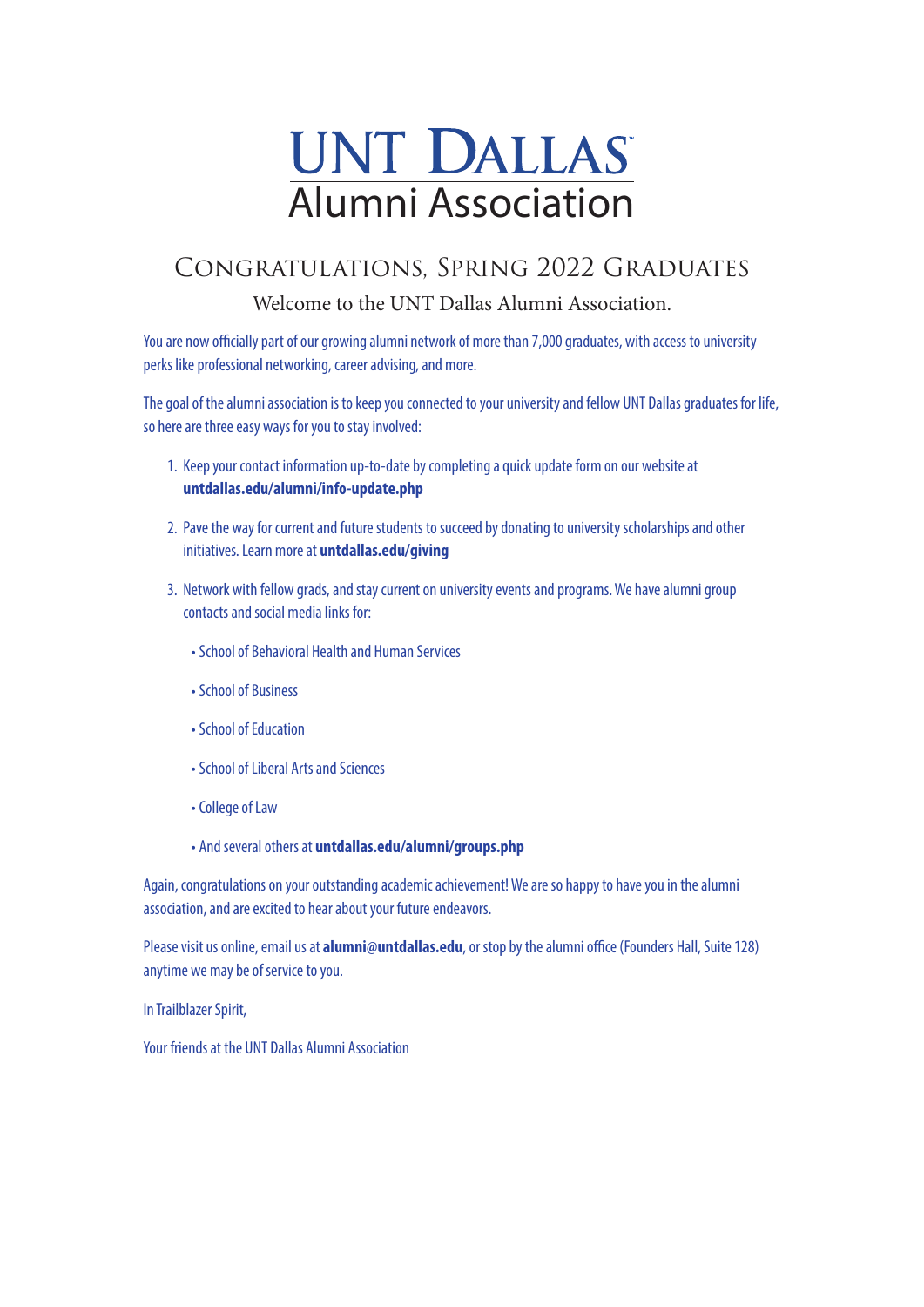# UNT | DALLAS
## Alumni Association

## Congratulations, Spring 2022 Graduates

### Welcome to the UNT Dallas Alumni Association.

You are now officially part of our growing alumni network of more than 7,000 graduates, with access to university perks like professional networking, career advising, and more.

The goal of the alumni association is to keep you connected to your university and fellow UNT Dallas graduates for life, so here are three easy ways for you to stay involved:

1. Keep your contact information up-to-date by completing a quick update form on our website at **untdallas.edu/alumni/info-update.php**

2. Pave the way for current and future students to succeed by donating to university scholarships and other initiatives. Learn more at **untdallas.edu/giving**

3. Network with fellow grads, and stay current on university events and programs. We have alumni group contacts and social media links for:

   - School of Behavioral Health and Human Services
   - School of Business
   - School of Education
   - School of Liberal Arts and Sciences
   - College of Law
   - And several others at **untdallas.edu/alumni/groups.php**

Again, congratulations on your outstanding academic achievement! We are so happy to have you in the alumni association, and are excited to hear about your future endeavors.

Please visit us online, email us at **alumni@untdallas.edu**, or stop by the alumni office (Founders Hall, Suite 128) anytime we may be of service to you.

In Trailblazer Spirit,

Your friends at the UNT Dallas Alumni Association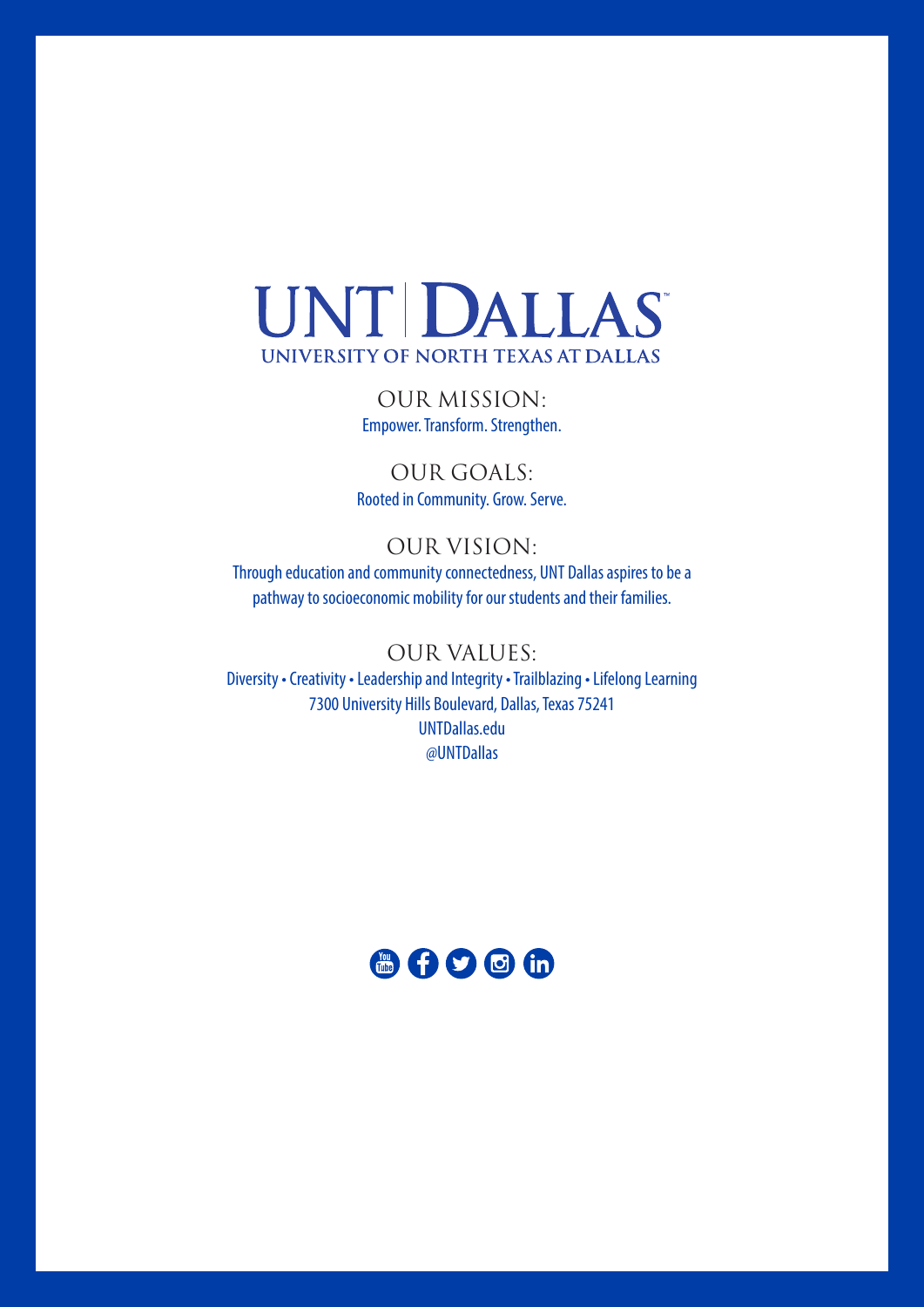# UNT | DALLAS™

UNIVERSITY OF NORTH TEXAS AT DALLAS

## OUR MISSION:

Empower. Transform. Strengthen.

## OUR GOALS:

Rooted in Community. Grow. Serve.

## OUR VISION:

Through education and community connectedness, UNT Dallas aspires to be a pathway to socioeconomic mobility for our students and their families.

## OUR VALUES:

Diversity • Creativity • Leadership and Integrity • Trailblazing • Lifelong Learning

7300 University Hills Boulevard, Dallas, Texas 75241

UNTDallas.edu

@UNTDallas